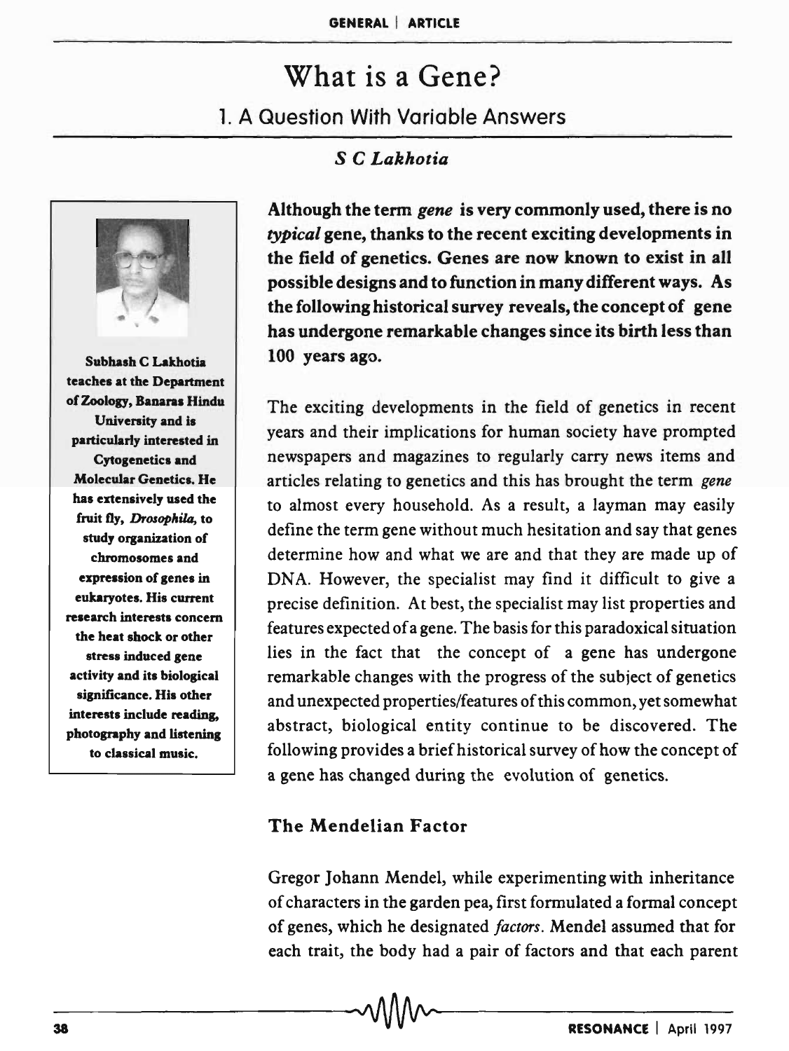# What is a Gene?

## 1. A Question With Variable Answers

*S C Lakhotia*

**Although the term *gene* is very commonly used, there is no *typical* gene, thanks to the recent exciting developments in the field of genetics. Genes are now known to exist in all possible designs and to function in many different ways. As the following historical survey reveals, the concept of gene has undergone remarkable changes since its birth less than 100 years ago.**

**Subhash C Lakhotia teaches at the Department of Zoology, Banaras Hindu University and is particularly interested in Cytogenetics and Molecular Genetics. He has extensively used the fruit fly, *Drosophila*, to study organization of chromosomes and expression of genes in eukaryotes. His current research interests concern the heat shock or other stress induced gene activity and its biological significance. His other interests include reading, photography and listening to classical music.**

The exciting developments in the field of genetics in recent years and their implications for human society have prompted newspapers and magazines to regularly carry news items and articles relating to genetics and this has brought the term *gene* to almost every household. As a result, a layman may easily define the term gene without much hesitation and say that genes determine how and what we are and that they are made up of DNA. However, the specialist may find it difficult to give a precise definition. At best, the specialist may list properties and features expected of a gene. The basis for this paradoxical situation lies in the fact that the concept of a gene has undergone remarkable changes with the progress of the subject of genetics and unexpected properties/features of this common, yet somewhat abstract, biological entity continue to be discovered. The following provides a brief historical survey of how the concept of a gene has changed during the evolution of genetics.

### The Mendelian Factor

Gregor Johann Mendel, while experimenting with inheritance of characters in the garden pea, first formulated a formal concept of genes, which he designated *factors*. Mendel assumed that for each trait, the body had a pair of factors and that each parent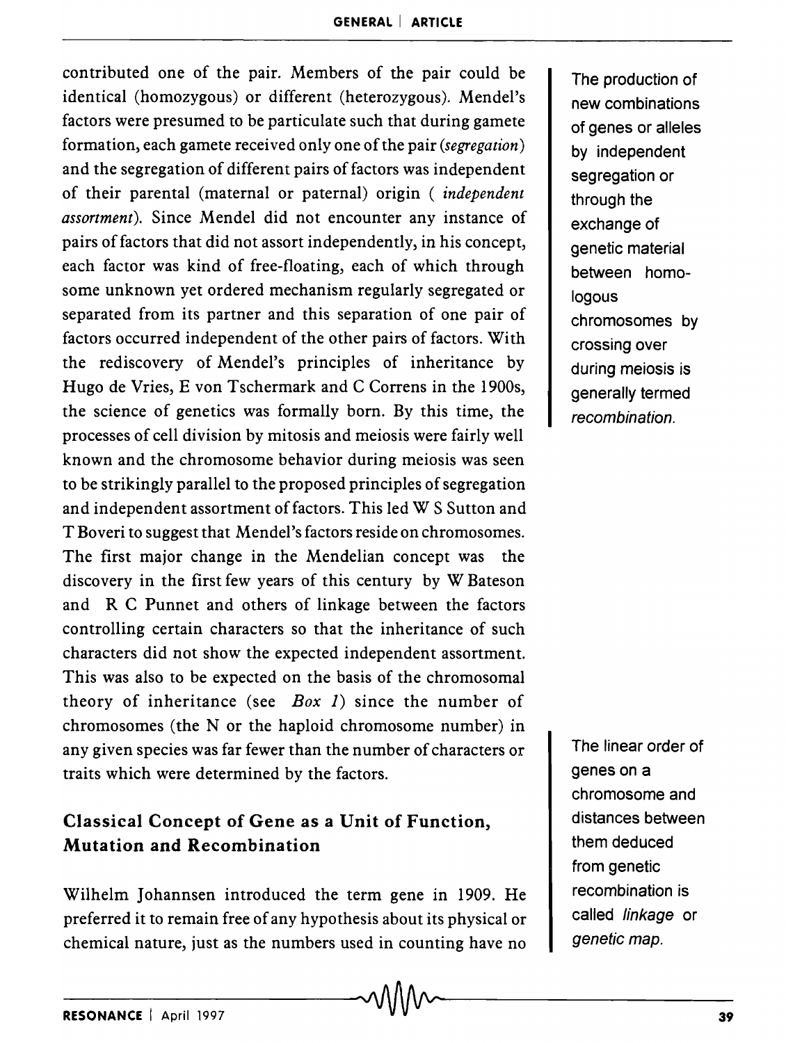contributed one of the pair. Members of the pair could be identical (homozygous) or different (heterozygous). Mendel's factors were presumed to be particulate such that during gamete formation, each gamete received only one of the pair (*segregation*) and the segregation of different pairs of factors was independent of their parental (maternal or paternal) origin ( *independent assortment*). Since Mendel did not encounter any instance of pairs of factors that did not assort independently, in his concept, each factor was kind of free-floating, each of which through some unknown yet ordered mechanism regularly segregated or separated from its partner and this separation of one pair of factors occurred independent of the other pairs of factors. With the rediscovery of Mendel's principles of inheritance by Hugo de Vries, E von Tschermark and C Correns in the 1900s, the science of genetics was formally born. By this time, the processes of cell division by mitosis and meiosis were fairly well known and the chromosome behavior during meiosis was seen to be strikingly parallel to the proposed principles of segregation and independent assortment of factors. This led W S Sutton and T Boveri to suggest that Mendel's factors reside on chromosomes. The first major change in the Mendelian concept was the discovery in the first few years of this century by W Bateson and R C Punnet and others of linkage between the factors controlling certain characters so that the inheritance of such characters did not show the expected independent assortment. This was also to be expected on the basis of the chromosomal theory of inheritance (see *Box 1*) since the number of chromosomes (the N or the haploid chromosome number) in any given species was far fewer than the number of characters or traits which were determined by the factors.

The production of new combinations of genes or alleles by independent segregation or through the exchange of genetic material between homologous chromosomes by crossing over during meiosis is generally termed *recombination*.

## Classical Concept of Gene as a Unit of Function, Mutation and Recombination

Wilhelm Johannsen introduced the term gene in 1909. He preferred it to remain free of any hypothesis about its physical or chemical nature, just as the numbers used in counting have no

The linear order of genes on a chromosome and distances between them deduced from genetic recombination is called *linkage* or *genetic map*.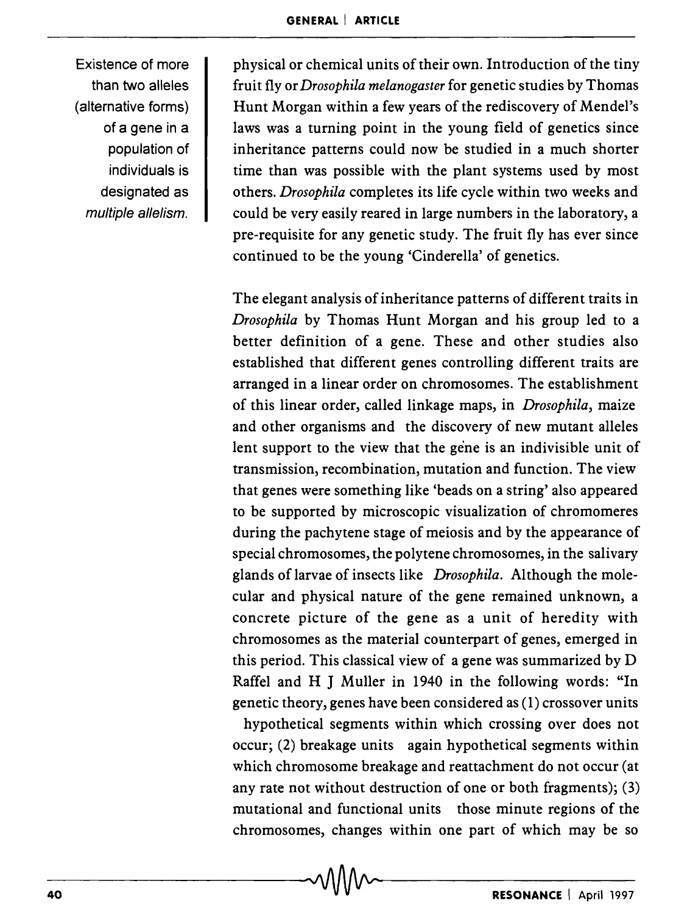Existence of more than two alleles (alternative forms) of a gene in a population of individuals is designated as *multiple allelism.*

physical or chemical units of their own. Introduction of the tiny fruit fly or *Drosophila melanogaster* for genetic studies by Thomas Hunt Morgan within a few years of the rediscovery of Mendel's laws was a turning point in the young field of genetics since inheritance patterns could now be studied in a much shorter time than was possible with the plant systems used by most others. *Drosophila* completes its life cycle within two weeks and could be very easily reared in large numbers in the laboratory, a pre-requisite for any genetic study. The fruit fly has ever since continued to be the young 'Cinderella' of genetics.

The elegant analysis of inheritance patterns of different traits in *Drosophila* by Thomas Hunt Morgan and his group led to a better definition of a gene. These and other studies also established that different genes controlling different traits are arranged in a linear order on chromosomes. The establishment of this linear order, called linkage maps, in *Drosophila*, maize and other organisms and the discovery of new mutant alleles lent support to the view that the gene is an indivisible unit of transmission, recombination, mutation and function. The view that genes were something like 'beads on a string' also appeared to be supported by microscopic visualization of chromomeres during the pachytene stage of meiosis and by the appearance of special chromosomes, the polytene chromosomes, in the salivary glands of larvae of insects like *Drosophila*. Although the molecular and physical nature of the gene remained unknown, a concrete picture of the gene as a unit of heredity with chromosomes as the material counterpart of genes, emerged in this period. This classical view of a gene was summarized by D Raffel and H J Muller in 1940 in the following words: "In genetic theory, genes have been considered as (1) crossover units hypothetical segments within which crossing over does not occur; (2) breakage units again hypothetical segments within which chromosome breakage and reattachment do not occur (at any rate not without destruction of one or both fragments); (3) mutational and functional units those minute regions of the chromosomes, changes within one part of which may be so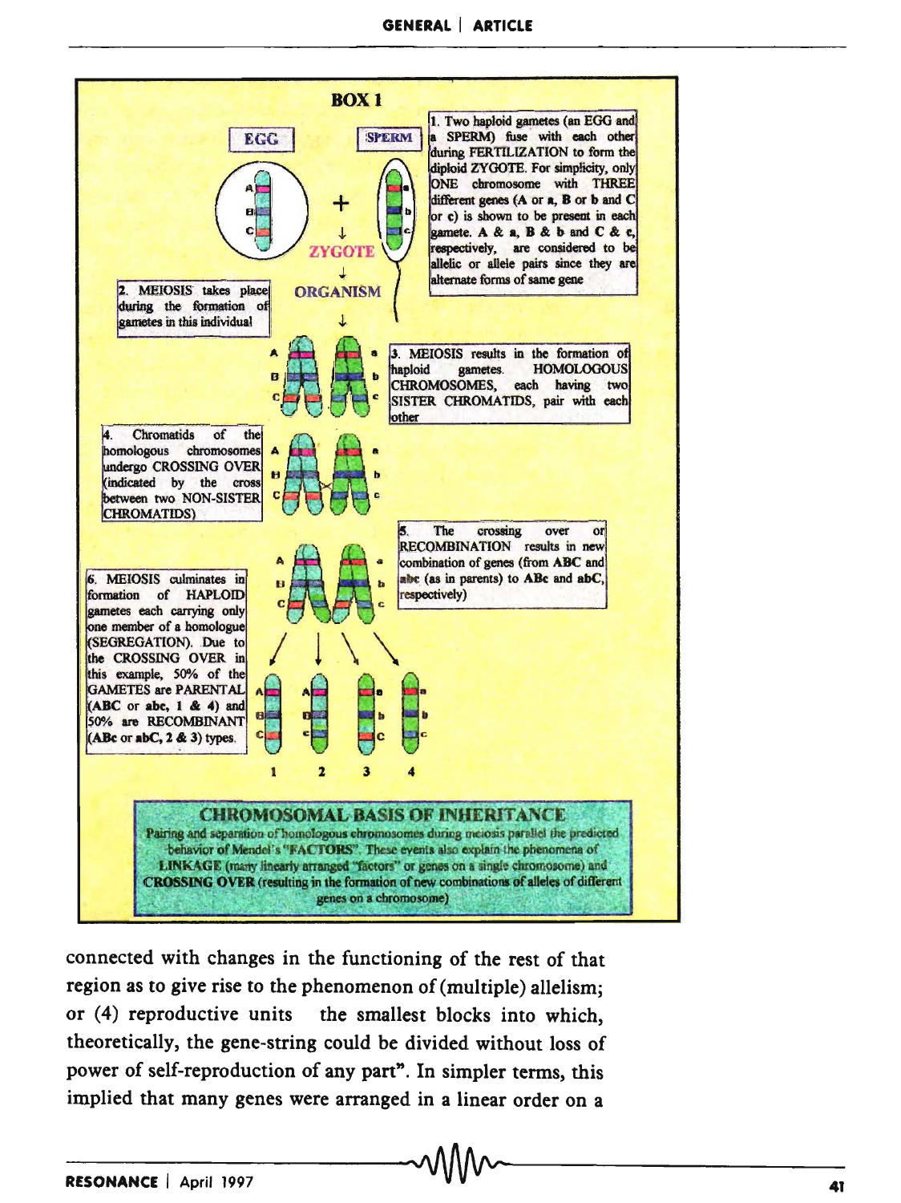## BOX 1

EGG

SPERM

ZYGOTE

ORGANISM

1. Two haploid gametes (an EGG and a SPERM) fuse with each other during FERTILIZATION to form the diploid ZYGOTE. For simplicity, only ONE chromosome with THREE different genes (**A** or **a**, **B** or **b** and **C** or **c**) is shown to be present in each gamete. **A** & **a**, **B** & **b** and **C** & **c**, respectively, are considered to be allelic or allele pairs since they are alternate forms of same gene

2. MEIOSIS takes place during the formation of gametes in this individual

3. MEIOSIS results in the formation of haploid gametes. HOMOLOGOUS CHROMOSOMES, each having two SISTER CHROMATIDS, pair with each other

4. Chromatids of the homologous chromosomes undergo CROSSING OVER (indicated by the cross between two NON-SISTER CHROMATIDS)

5. The crossing over or RECOMBINATION results in new combination of genes (from **ABC** and **abc** (as in parents) to **ABc** and **abC**, respectively)

6. MEIOSIS culminates in formation of HAPLOID gametes each carrying only one member of a homologue (SEGREGATION). Due to the CROSSING OVER in this example, 50% of the GAMETES are PARENTAL (**ABC** or **abc**, **1** & **4**) and 50% are RECOMBINANT (**ABc** or **abC**, **2** & **3**) types.

### CHROMOSOMAL BASIS OF INHERITANCE

Pairing and separation of homologous chromosomes during meiosis parallel the predicted behavior of Mendel's "FACTORS". These events also explain the phenomena of LINKAGE (many linearly arranged "factors" or genes on a single chromosome) and CROSSING OVER (resulting in the formation of new combinations of alleles of different genes on a chromosome)

connected with changes in the functioning of the rest of that region as to give rise to the phenomenon of (multiple) allelism; or (4) reproductive units the smallest blocks into which, theoretically, the gene-string could be divided without loss of power of self-reproduction of any part". In simpler terms, this implied that many genes were arranged in a linear order on a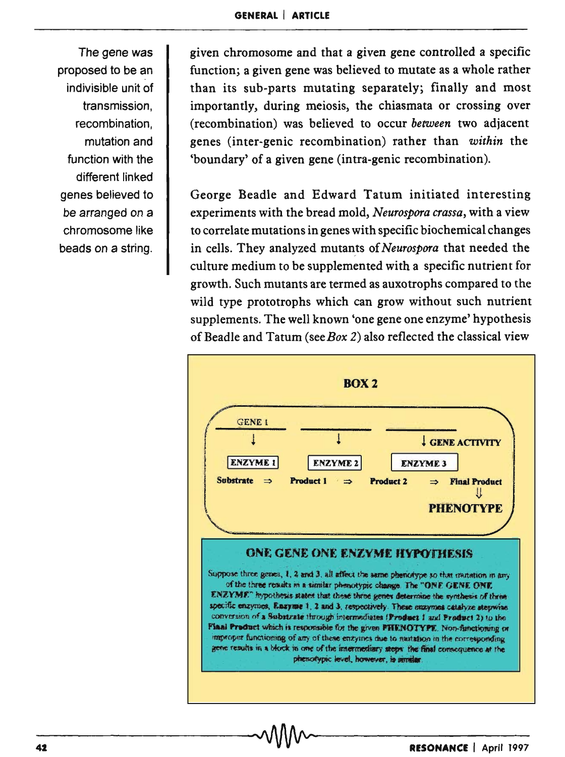The gene was proposed to be an indivisible unit of transmission, recombination, mutation and function with the different linked genes believed to be arranged on a chromosome like beads on a string.

given chromosome and that a given gene controlled a specific function; a given gene was believed to mutate as a whole rather than its sub-parts mutating separately; finally and most importantly, during meiosis, the chiasmata or crossing over (recombination) was believed to occur *between* two adjacent genes (inter-genic recombination) rather than *within* the 'boundary' of a given gene (intra-genic recombination).

George Beadle and Edward Tatum initiated interesting experiments with the bread mold, *Neurospora crassa*, with a view to correlate mutations in genes with specific biochemical changes in cells. They analyzed mutants of *Neurospora* that needed the culture medium to be supplemented with a specific nutrient for growth. Such mutants are termed as auxotrophs compared to the wild type prototrophs which can grow without such nutrient supplements. The well known 'one gene one enzyme' hypothesis of Beadle and Tatum (see *Box 2*) also reflected the classical view

## BOX 2

GENE 1 ↓ ENZYME 1 — ↓ ENZYME 2 — ↓ GENE ACTIVITY ENZYME 3

Substrate ⇒ Product 1 ⇒ Product 2 ⇒ Final Product ⇓ PHENOTYPE

### ONE GENE ONE ENZYME HYPOTHESIS

Suppose three genes, 1, 2 and 3, all affect the same phenotype so that mutation in any of the three results in a similar phenotypic change. The "ONE GENE ONE ENZYME" hypothesis states that these three genes determine the synthesis of three specific enzymes, **Enzyme** 1, 2 and 3, respectively. These enzymes catalyze stepwise conversion of a **Substrate** through intermediates (**Product 1** and **Product 2**) to the **Final Product** which is responsible for the given **PHENOTYPE**. Non-functioning or improper functioning of any of these enzymes due to mutation in the corresponding gene results in a block in one of the intermediary steps: the final consequence at the phenotypic level, however, is similar.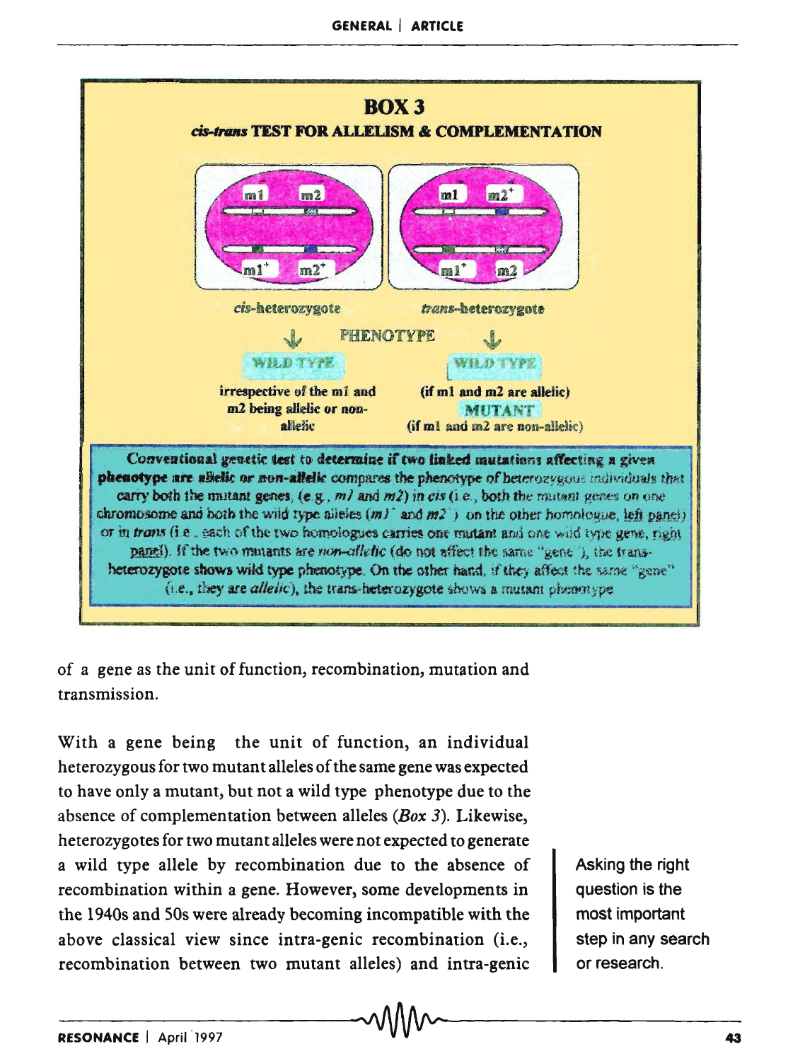## BOX 3

### *cis-trans* TEST FOR ALLELISM & COMPLEMENTATION

| | *cis*-heterozygote | *trans*-heterozygote |
|---|---|---|
| Chromosome 1 | m1 m2 | m1 $m2^+$ |
| Chromosome 2 | $m1^+$ $m2^+$ | $m1^+$ m2 |

PHENOTYPE

*cis*-heterozygote: WILD TYPE — irrespective of the m1 and m2 being allelic or non-allelic

*trans*-heterozygote: WILD TYPE (if m1 and m2 are allelic); MUTANT (if m1 and m2 are non-allelic)

**Conventional genetic test to determine if two linked mutations affecting a given phenotype are allelic or non-allelic** compares the phenotype of heterozygous individuals that carry both the mutant genes, (e.g., *m1* and *m2*) in *cis* (i.e., both the mutant genes on one chromosome and both the wild type alleles ($m1^+$ and $m2^+$) on the other homologue, left panel) or in *trans* (i.e., each of the two homologues carries one mutant and one wild type gene, right panel). If the two mutants are *non-allelic* (do not affect the same "gene"), the trans-heterozygote shows wild type phenotype. On the other hand, if they affect the same "gene" (i.e., they are *allelic*), the trans-heterozygote shows a mutant phenotype

of a gene as the unit of function, recombination, mutation and transmission.

With a gene being the unit of function, an individual heterozygous for two mutant alleles of the same gene was expected to have only a mutant, but not a wild type phenotype due to the absence of complementation between alleles (*Box 3*). Likewise, heterozygotes for two mutant alleles were not expected to generate a wild type allele by recombination due to the absence of recombination within a gene. However, some developments in the 1940s and 50s were already becoming incompatible with the above classical view since intra-genic recombination (i.e., recombination between two mutant alleles) and intra-genic

Asking the right question is the most important step in any search or research.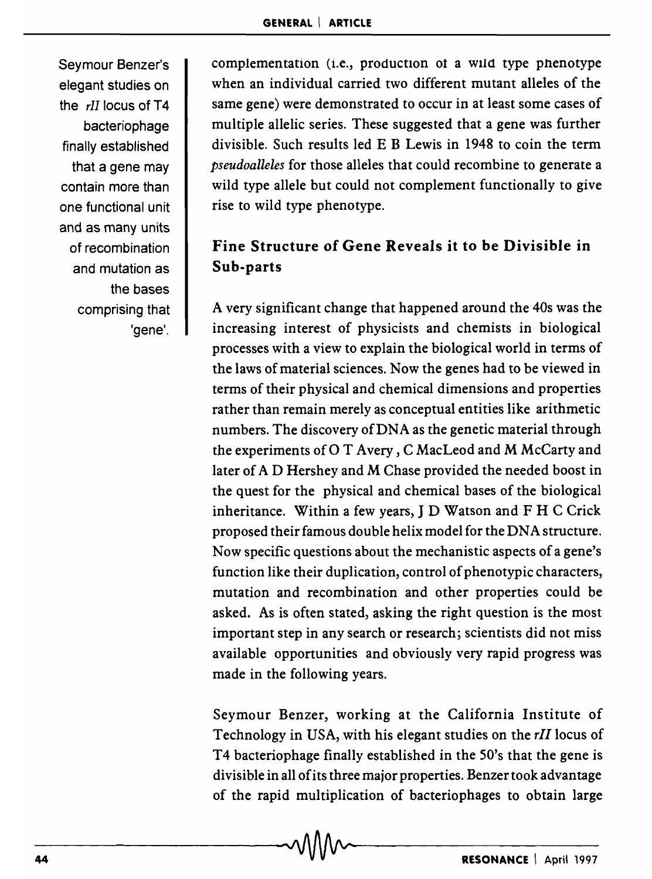Seymour Benzer's elegant studies on the *rII* locus of T4 bacteriophage finally established that a gene may contain more than one functional unit and as many units of recombination and mutation as the bases comprising that 'gene'.

complementation (i.e., production of a wild type phenotype when an individual carried two different mutant alleles of the same gene) were demonstrated to occur in at least some cases of multiple allelic series. These suggested that a gene was further divisible. Such results led E B Lewis in 1948 to coin the term *pseudoalleles* for those alleles that could recombine to generate a wild type allele but could not complement functionally to give rise to wild type phenotype.

## Fine Structure of Gene Reveals it to be Divisible in Sub-parts

A very significant change that happened around the 40s was the increasing interest of physicists and chemists in biological processes with a view to explain the biological world in terms of the laws of material sciences. Now the genes had to be viewed in terms of their physical and chemical dimensions and properties rather than remain merely as conceptual entities like arithmetic numbers. The discovery of DNA as the genetic material through the experiments of O T Avery , C MacLeod and M McCarty and later of A D Hershey and M Chase provided the needed boost in the quest for the physical and chemical bases of the biological inheritance. Within a few years, J D Watson and F H C Crick proposed their famous double helix model for the DNA structure. Now specific questions about the mechanistic aspects of a gene's function like their duplication, control of phenotypic characters, mutation and recombination and other properties could be asked. As is often stated, asking the right question is the most important step in any search or research; scientists did not miss available opportunities and obviously very rapid progress was made in the following years.

Seymour Benzer, working at the California Institute of Technology in USA, with his elegant studies on the *rII* locus of T4 bacteriophage finally established in the 50's that the gene is divisible in all of its three major properties. Benzer took advantage of the rapid multiplication of bacteriophages to obtain large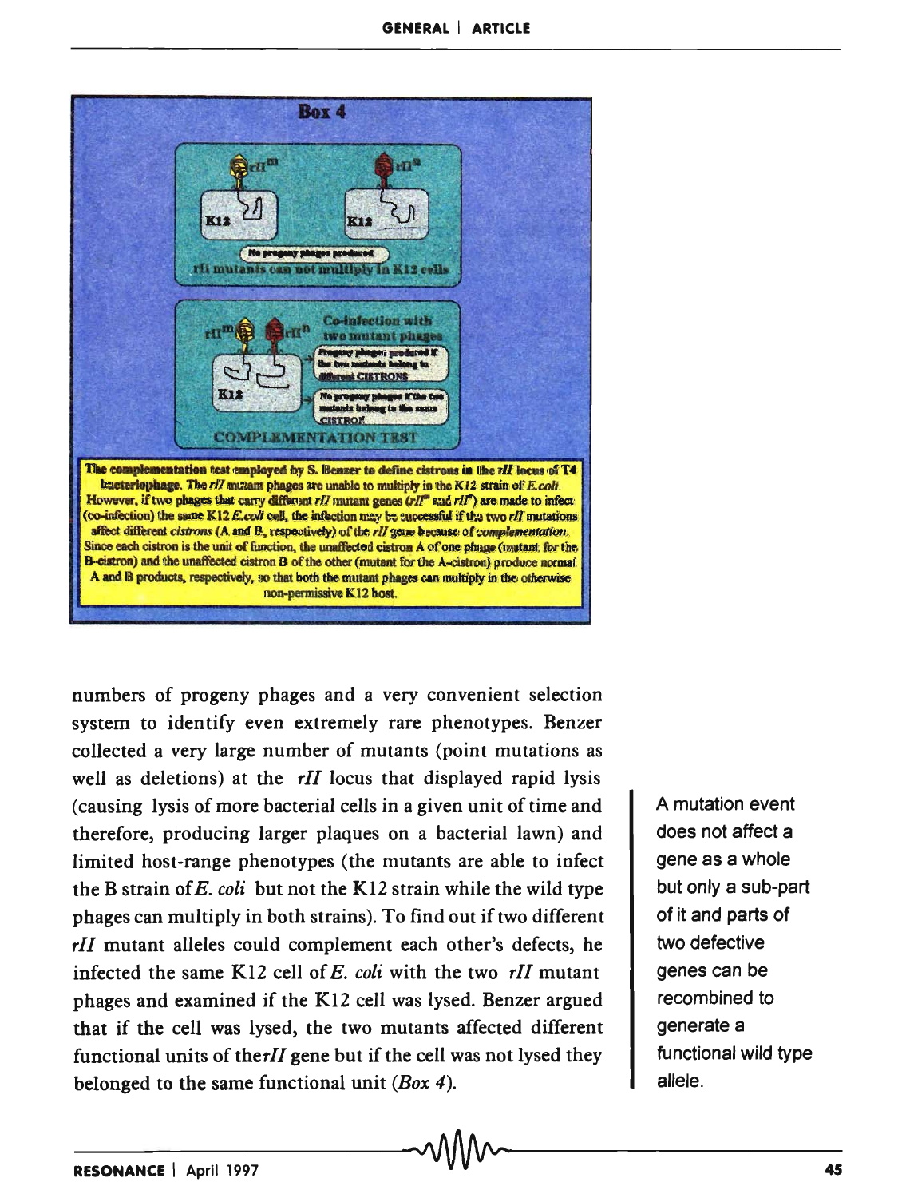## Box 4

rII^m rII^n

K12 K12

No progeny phages produced

rII mutants can not multiply in K12 cells

rII^m rII^n

Co-infection with two mutant phages

Progeny phages produced if the two mutants belong to different CISTRONS

No progeny phages if the two mutants belong to the same CISTRON

K12

COMPLEMENTATION TEST

**The complementation test employed by S. Benzer to define cistrons in the** ***rII*** **locus of T4 bacteriophage.** The *rII* mutant phages are unable to multiply in the K12 strain of *E.coli*. However, if two phages that carry different *rII* mutant genes ($rII^m$ and $rII^n$) are made to infect (co-infection) the same K12 *E.coli* cell, the infection may be successful if the two *rII* mutations affect different *cistrons* (A and B, respectively) of the *rII* gene because of *complementation*. Since each cistron is the unit of function, the unaffected cistron A of one phage (mutant for the B-cistron) and the unaffected cistron B of the other (mutant for the A-cistron) produce normal A and B products, respectively, so that both the mutant phages can multiply in the otherwise non-permissive K12 host.

numbers of progeny phages and a very convenient selection system to identify even extremely rare phenotypes. Benzer collected a very large number of mutants (point mutations as well as deletions) at the *rII* locus that displayed rapid lysis (causing lysis of more bacterial cells in a given unit of time and therefore, producing larger plaques on a bacterial lawn) and limited host-range phenotypes (the mutants are able to infect the B strain of *E. coli* but not the K12 strain while the wild type phages can multiply in both strains). To find out if two different *rII* mutant alleles could complement each other's defects, he infected the same K12 cell of *E. coli* with the two *rII* mutant phages and examined if the K12 cell was lysed. Benzer argued that if the cell was lysed, the two mutants affected different functional units of the *rII* gene but if the cell was not lysed they belonged to the same functional unit (*Box 4*).

A mutation event does not affect a gene as a whole but only a sub-part of it and parts of two defective genes can be recombined to generate a functional wild type allele.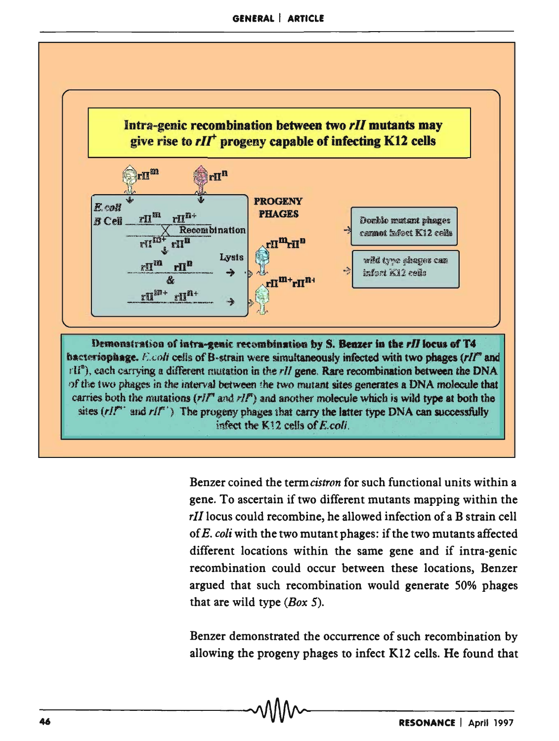**Intra-genic recombination between two *rII* mutants may give rise to $rII^+$ progeny capable of infecting K12 cells**

*E. coli* B Cell: $rII^m$ $rII^{n+}$ / $rII^{m+}$ $rII^n$ — Recombination → $rII^m$ $rII^n$ & $rII^{m+}$ $rII^{n+}$ → Lysis → PROGENY PHAGES: $rII^m rII^n$, $rII^{m+} rII^{n+}$

Double mutant phages cannot infect K12 cells

wild type phages can infect K12 cells

**Demonstration of intra-genic recombination by S. Benzer in the *rII* locus of T4 bacteriophage.** *E. coli* cells of B-strain were simultaneously infected with two phages ($rII^m$ and $rII^n$), each carrying a different mutation in the *rII* gene. Rare recombination between the DNA of the two phages in the interval between the two mutant sites generates a DNA molecule that carries both the mutations ($rII^m$ and $rII^n$) and another molecule which is wild type at both the sites ($rII^{m+}$ and $rII^{n+}$). The progeny phages that carry the latter type DNA can successfully infect the K12 cells of *E. coli*.

Benzer coined the term *cistron* for such functional units within a gene. To ascertain if two different mutants mapping within the *rII* locus could recombine, he allowed infection of a B strain cell of *E. coli* with the two mutant phages: if the two mutants affected different locations within the same gene and if intra-genic recombination could occur between these locations, Benzer argued that such recombination would generate 50% phages that are wild type (*Box 5*).

Benzer demonstrated the occurrence of such recombination by allowing the progeny phages to infect K12 cells. He found that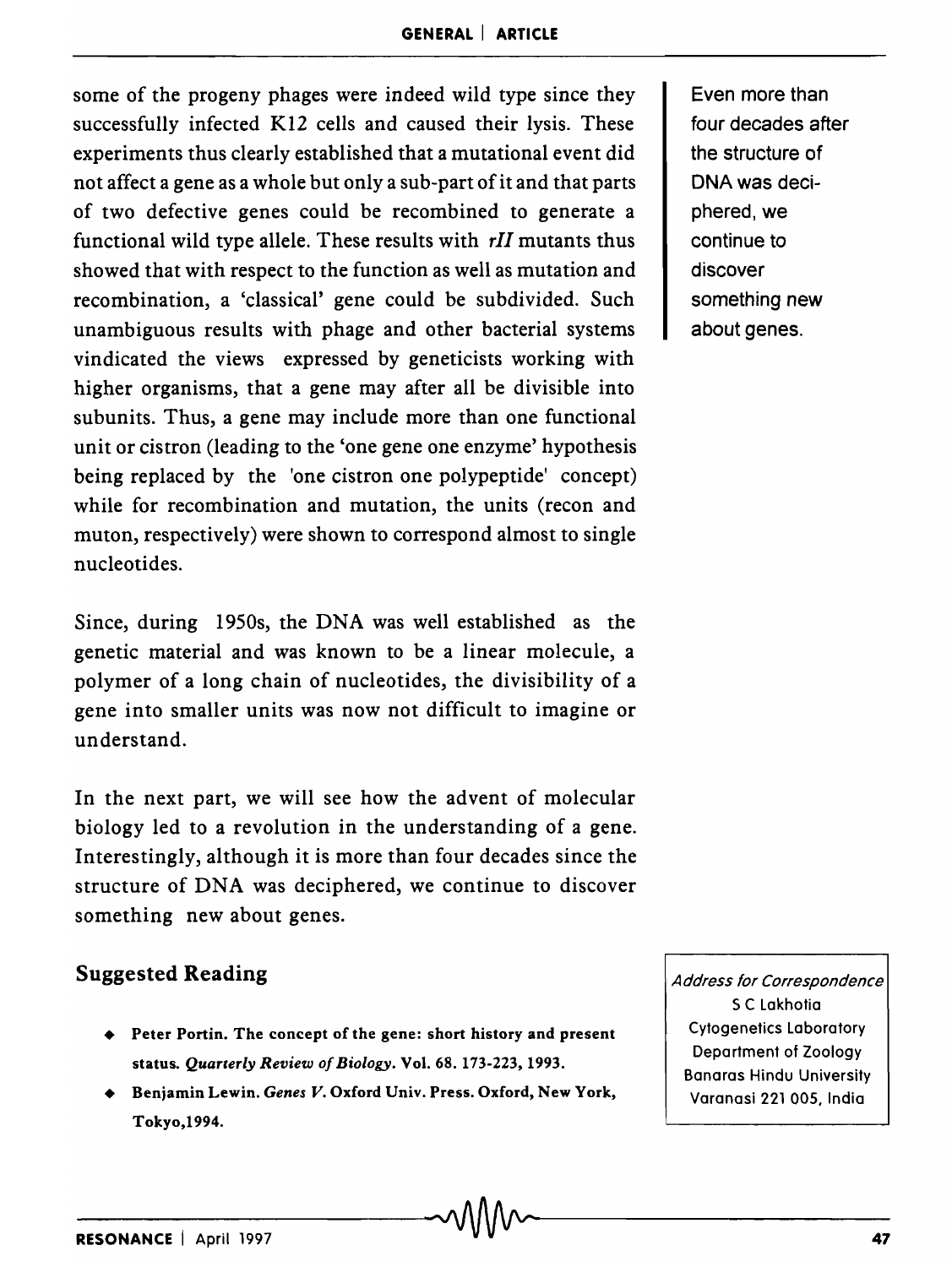some of the progeny phages were indeed wild type since they successfully infected K12 cells and caused their lysis. These experiments thus clearly established that a mutational event did not affect a gene as a whole but only a sub-part of it and that parts of two defective genes could be recombined to generate a functional wild type allele. These results with *rII* mutants thus showed that with respect to the function as well as mutation and recombination, a 'classical' gene could be subdivided. Such unambiguous results with phage and other bacterial systems vindicated the views expressed by geneticists working with higher organisms, that a gene may after all be divisible into subunits. Thus, a gene may include more than one functional unit or cistron (leading to the 'one gene one enzyme' hypothesis being replaced by the 'one cistron one polypeptide' concept) while for recombination and mutation, the units (recon and muton, respectively) were shown to correspond almost to single nucleotides.

Even more than four decades after the structure of DNA was deciphered, we continue to discover something new about genes.

Since, during 1950s, the DNA was well established as the genetic material and was known to be a linear molecule, a polymer of a long chain of nucleotides, the divisibility of a gene into smaller units was now not difficult to imagine or understand.

In the next part, we will see how the advent of molecular biology led to a revolution in the understanding of a gene. Interestingly, although it is more than four decades since the structure of DNA was deciphered, we continue to discover something new about genes.

## Suggested Reading

- **Peter Portin. The concept of the gene: short history and present status. *Quarterly Review of Biology*. Vol. 68. 173-223, 1993.**
- **Benjamin Lewin. *Genes V*. Oxford Univ. Press. Oxford, New York, Tokyo,1994.**

*Address for Correspondence*
S C Lakhotia
Cytogenetics Laboratory
Department of Zoology
Banaras Hindu University
Varanasi 221 005, India